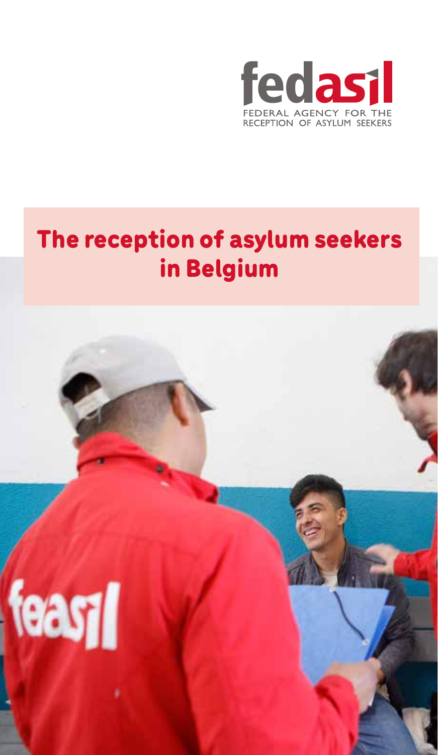fedasil

FEDERAL AGENCY FOR THE RECEPTION OF ASYLUM SEEKERS

# The reception of asylum seekers in Belgium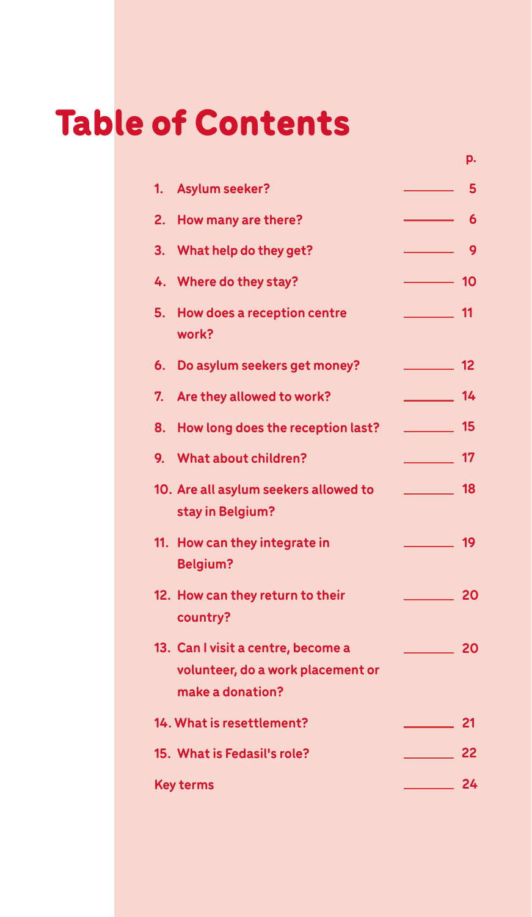# Table of Contents

| | | p. |
|---|---|---|
| 1. | Asylum seeker? | 5 |
| 2. | How many are there? | 6 |
| 3. | What help do they get? | 9 |
| 4. | Where do they stay? | 10 |
| 5. | How does a reception centre work? | 11 |
| 6. | Do asylum seekers get money? | 12 |
| 7. | Are they allowed to work? | 14 |
| 8. | How long does the reception last? | 15 |
| 9. | What about children? | 17 |
| 10. | Are all asylum seekers allowed to stay in Belgium? | 18 |
| 11. | How can they integrate in Belgium? | 19 |
| 12. | How can they return to their country? | 20 |
| 13. | Can I visit a centre, become a volunteer, do a work placement or make a donation? | 20 |
| 14. | What is resettlement? | 21 |
| 15. | What is Fedasil's role? | 22 |
| | Key terms | 24 |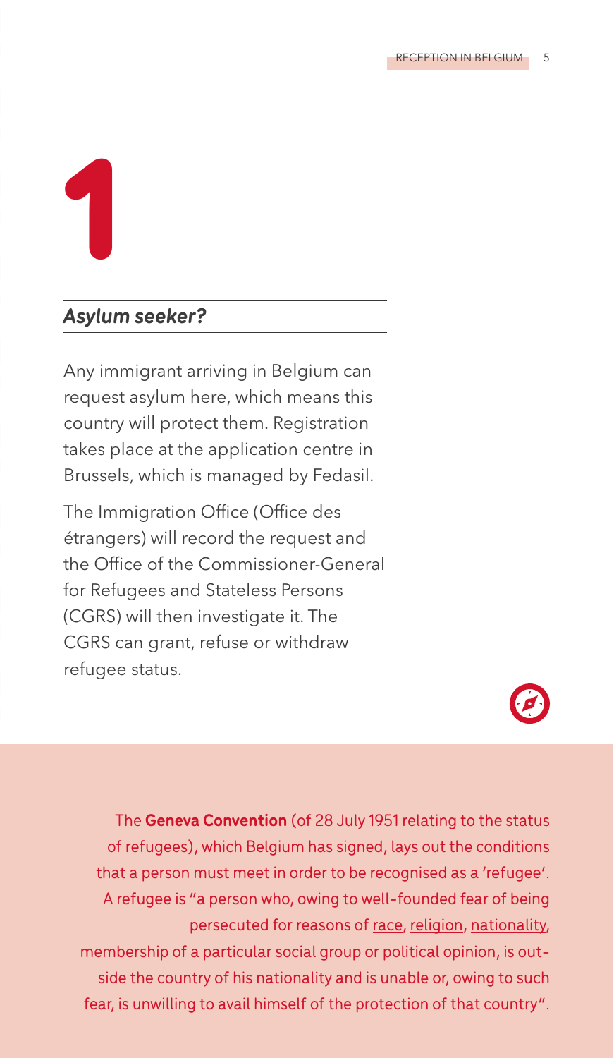# 1

## *Asylum seeker?*

Any immigrant arriving in Belgium can request asylum here, which means this country will protect them. Registration takes place at the application centre in Brussels, which is managed by Fedasil.

The Immigration Office (Office des étrangers) will record the request and the Office of the Commissioner-General for Refugees and Stateless Persons (CGRS) will then investigate it. The CGRS can grant, refuse or withdraw refugee status.

The **Geneva Convention** (of 28 July 1951 relating to the status of refugees), which Belgium has signed, lays out the conditions that a person must meet in order to be recognised as a 'refugee'. A refugee is "a person who, owing to well-founded fear of being persecuted for reasons of race, religion, nationality, membership of a particular social group or political opinion, is outside the country of his nationality and is unable or, owing to such fear, is unwilling to avail himself of the protection of that country".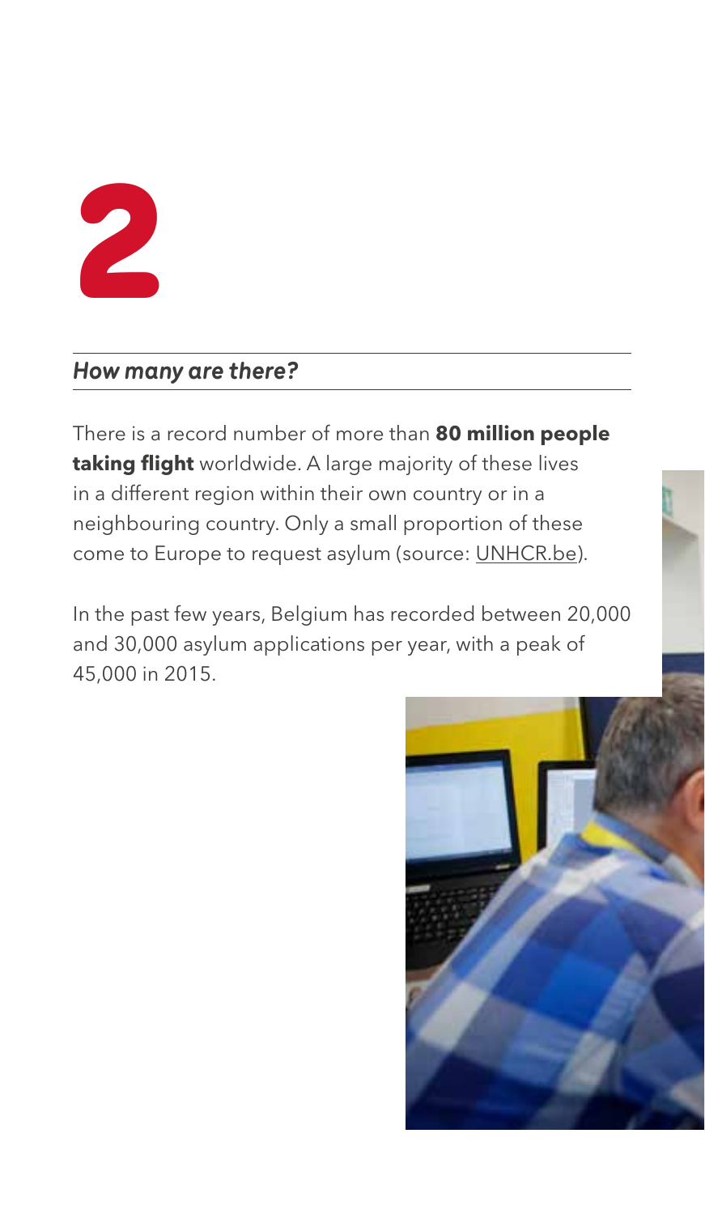# 2

*How many are there?*

There is a record number of more than **80 million people taking flight** worldwide. A large majority of these lives in a different region within their own country or in a neighbouring country. Only a small proportion of these come to Europe to request asylum (source: UNHCR.be).

In the past few years, Belgium has recorded between 20,000 and 30,000 asylum applications per year, with a peak of 45,000 in 2015.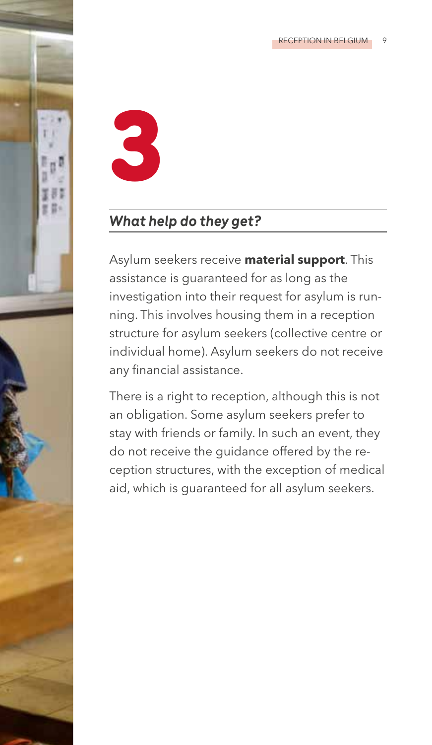# 3

## *What help do they get?*

Asylum seekers receive **material support**. This assistance is guaranteed for as long as the investigation into their request for asylum is running. This involves housing them in a reception structure for asylum seekers (collective centre or individual home). Asylum seekers do not receive any financial assistance.

There is a right to reception, although this is not an obligation. Some asylum seekers prefer to stay with friends or family. In such an event, they do not receive the guidance offered by the reception structures, with the exception of medical aid, which is guaranteed for all asylum seekers.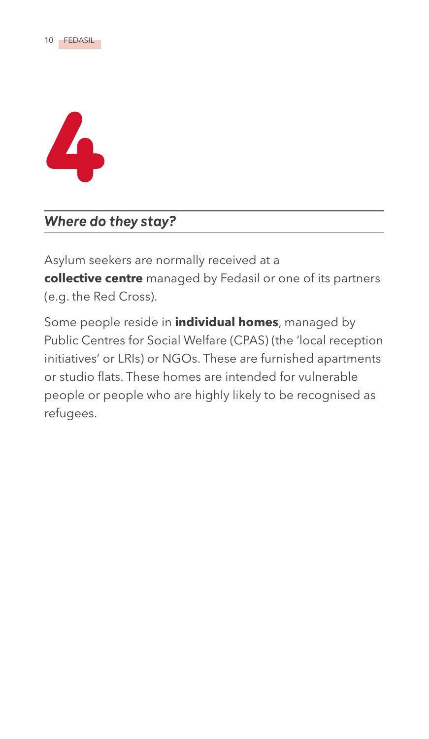# 4

## *Where do they stay?*

Asylum seekers are normally received at a **collective centre** managed by Fedasil or one of its partners (e.g. the Red Cross).

Some people reside in **individual homes**, managed by Public Centres for Social Welfare (CPAS) (the 'local reception initiatives' or LRIs) or NGOs. These are furnished apartments or studio flats. These homes are intended for vulnerable people or people who are highly likely to be recognised as refugees.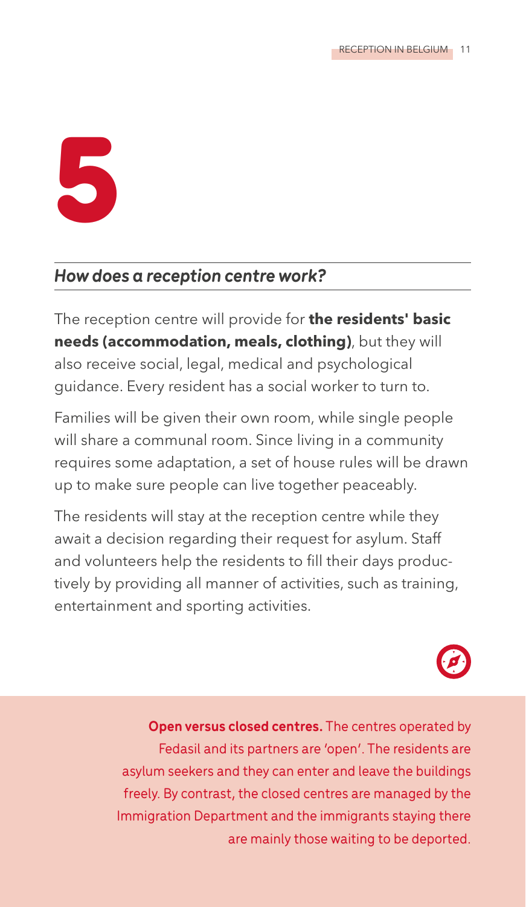# 5

## *How does a reception centre work?*

The reception centre will provide for **the residents' basic needs (accommodation, meals, clothing)**, but they will also receive social, legal, medical and psychological guidance. Every resident has a social worker to turn to.

Families will be given their own room, while single people will share a communal room. Since living in a community requires some adaptation, a set of house rules will be drawn up to make sure people can live together peaceably.

The residents will stay at the reception centre while they await a decision regarding their request for asylum. Staff and volunteers help the residents to fill their days productively by providing all manner of activities, such as training, entertainment and sporting activities.

**Open versus closed centres.** The centres operated by Fedasil and its partners are 'open'. The residents are asylum seekers and they can enter and leave the buildings freely. By contrast, the closed centres are managed by the Immigration Department and the immigrants staying there are mainly those waiting to be deported.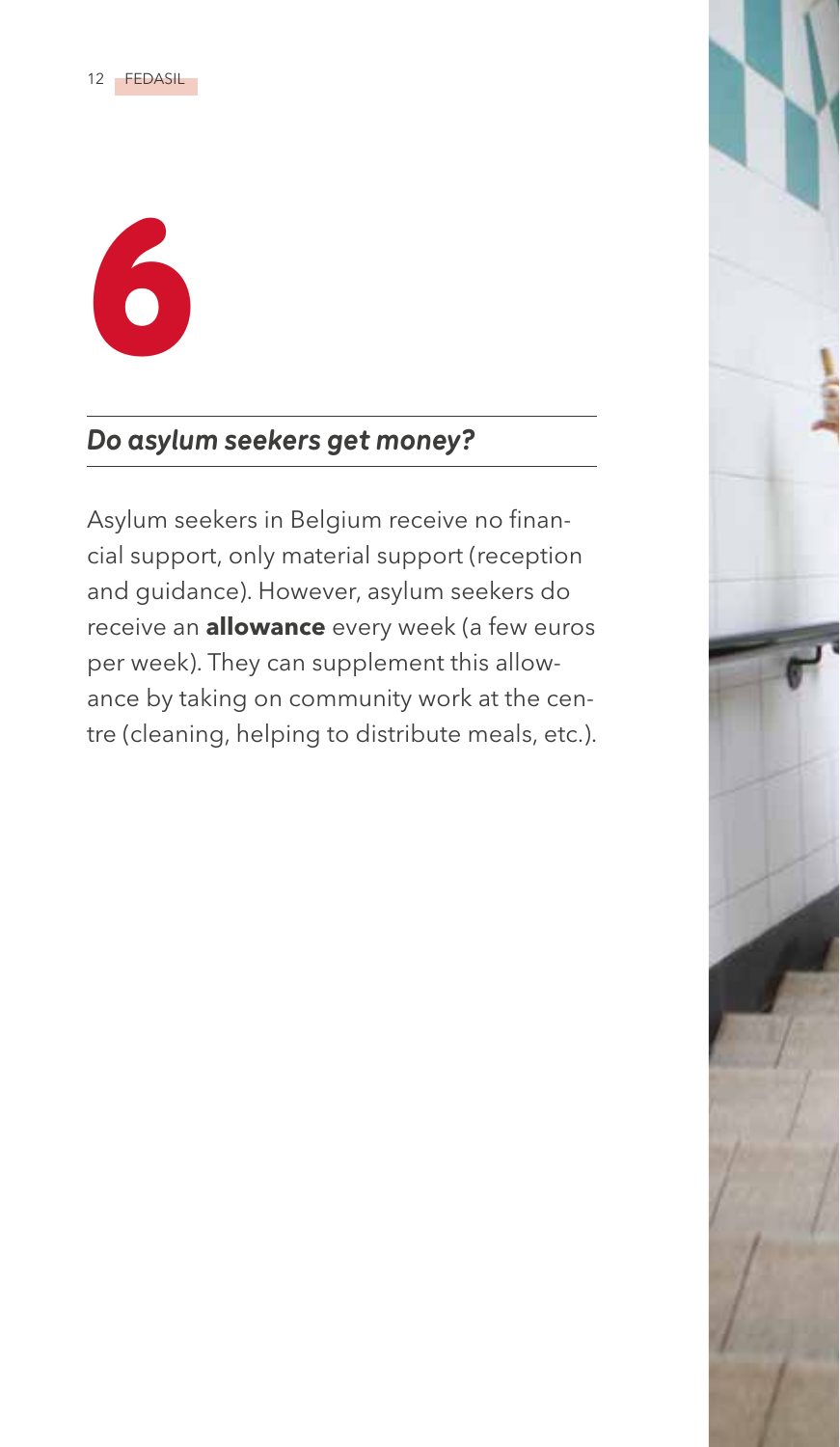# 6

## *Do asylum seekers get money?*

Asylum seekers in Belgium receive no financial support, only material support (reception and guidance). However, asylum seekers do receive an **allowance** every week (a few euros per week). They can supplement this allowance by taking on community work at the centre (cleaning, helping to distribute meals, etc.).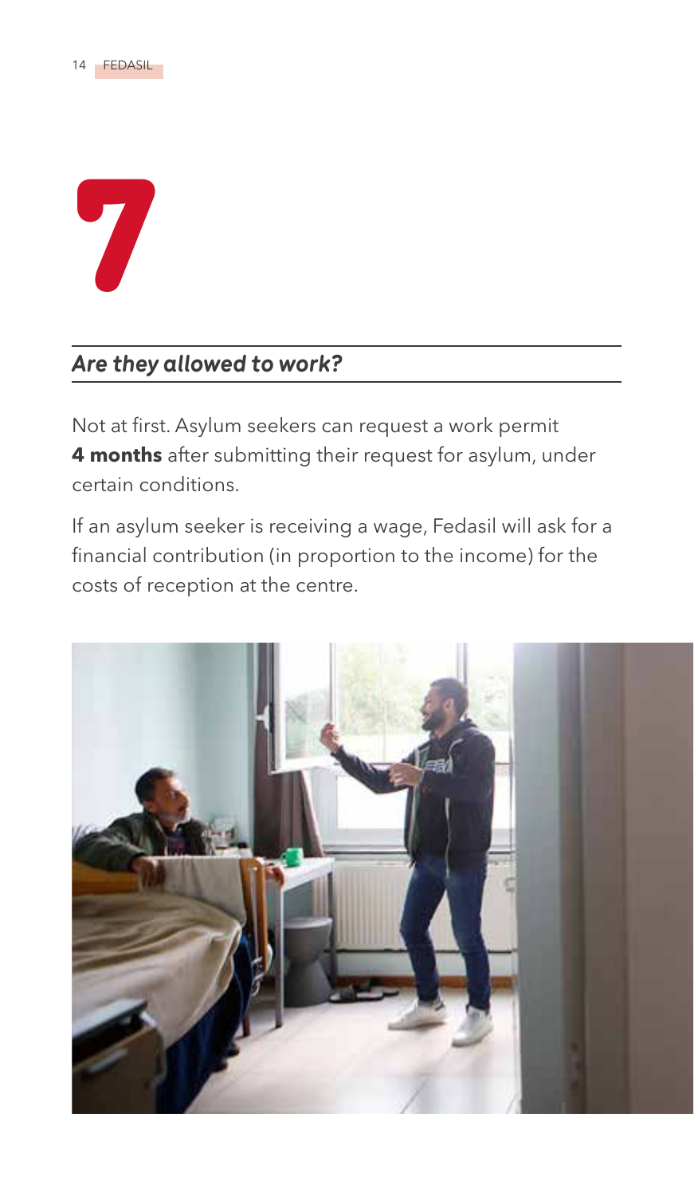# 7

## *Are they allowed to work?*

Not at first. Asylum seekers can request a work permit **4 months** after submitting their request for asylum, under certain conditions.

If an asylum seeker is receiving a wage, Fedasil will ask for a financial contribution (in proportion to the income) for the costs of reception at the centre.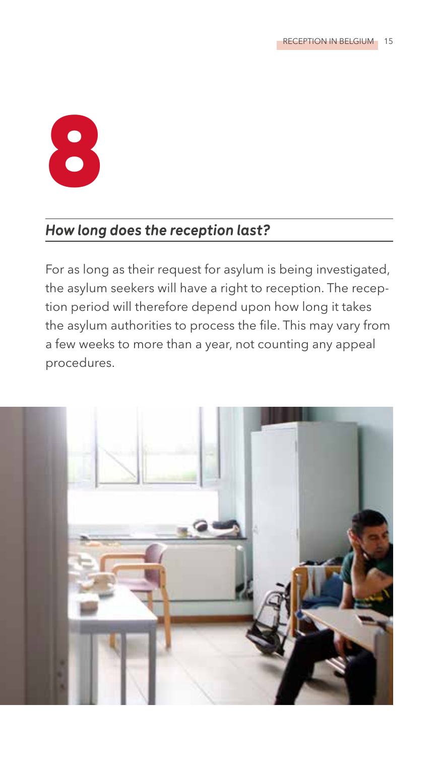# 8

## *How long does the reception last?*

For as long as their request for asylum is being investigated, the asylum seekers will have a right to reception. The reception period will therefore depend upon how long it takes the asylum authorities to process the file. This may vary from a few weeks to more than a year, not counting any appeal procedures.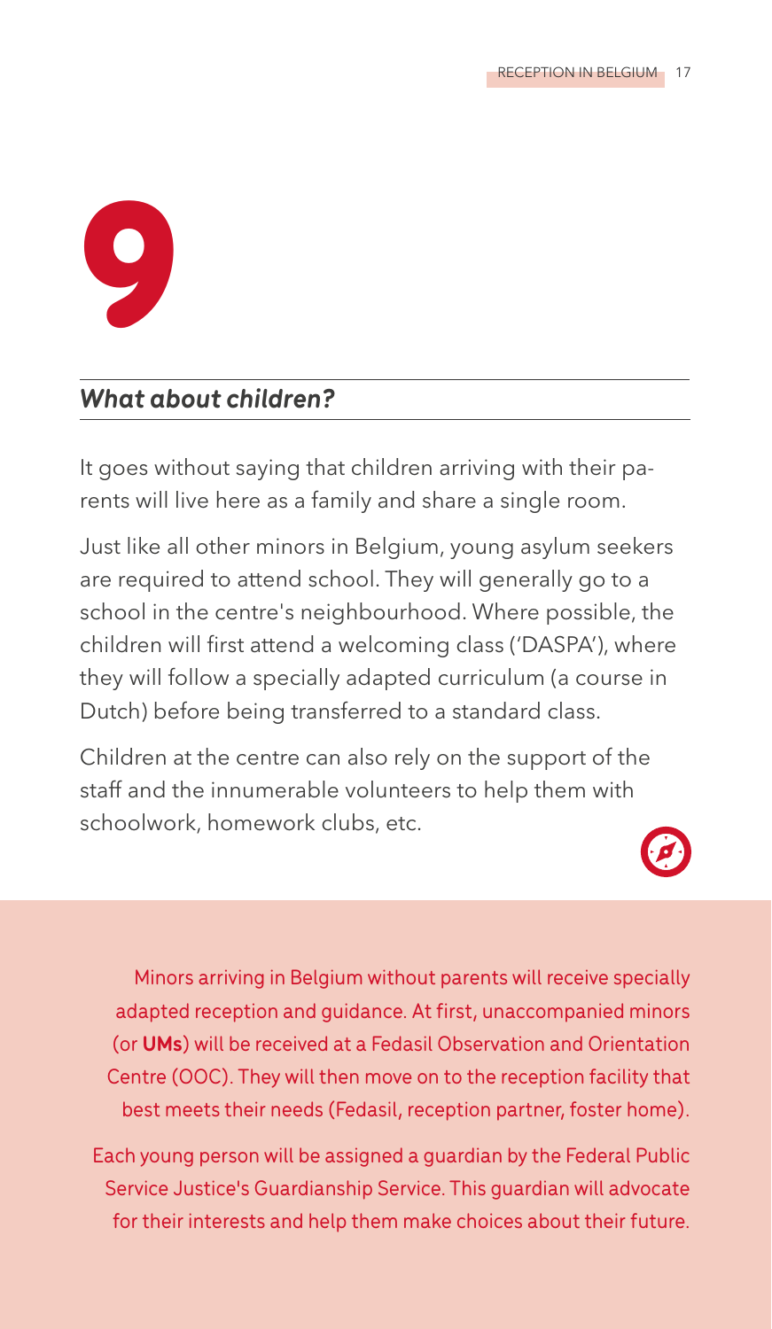# 9

## *What about children?*

It goes without saying that children arriving with their parents will live here as a family and share a single room.

Just like all other minors in Belgium, young asylum seekers are required to attend school. They will generally go to a school in the centre's neighbourhood. Where possible, the children will first attend a welcoming class ('DASPA'), where they will follow a specially adapted curriculum (a course in Dutch) before being transferred to a standard class.

Children at the centre can also rely on the support of the staff and the innumerable volunteers to help them with schoolwork, homework clubs, etc.

Minors arriving in Belgium without parents will receive specially adapted reception and guidance. At first, unaccompanied minors (or **UMs**) will be received at a Fedasil Observation and Orientation Centre (OOC). They will then move on to the reception facility that best meets their needs (Fedasil, reception partner, foster home).

Each young person will be assigned a guardian by the Federal Public Service Justice's Guardianship Service. This guardian will advocate for their interests and help them make choices about their future.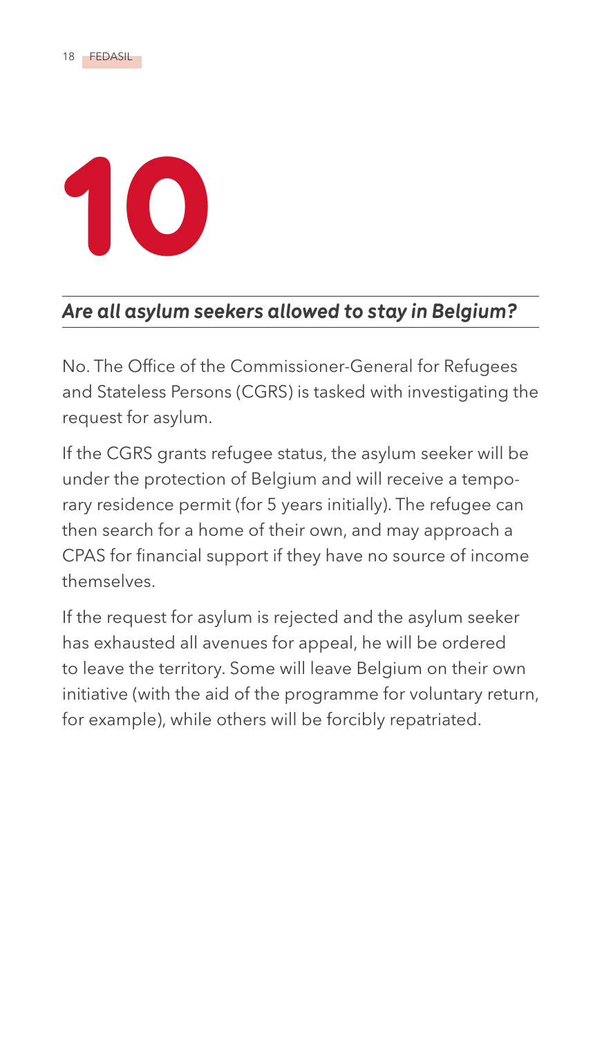# 10

## *Are all asylum seekers allowed to stay in Belgium?*

No. The Office of the Commissioner-General for Refugees and Stateless Persons (CGRS) is tasked with investigating the request for asylum.

If the CGRS grants refugee status, the asylum seeker will be under the protection of Belgium and will receive a temporary residence permit (for 5 years initially). The refugee can then search for a home of their own, and may approach a CPAS for financial support if they have no source of income themselves.

If the request for asylum is rejected and the asylum seeker has exhausted all avenues for appeal, he will be ordered to leave the territory. Some will leave Belgium on their own initiative (with the aid of the programme for voluntary return, for example), while others will be forcibly repatriated.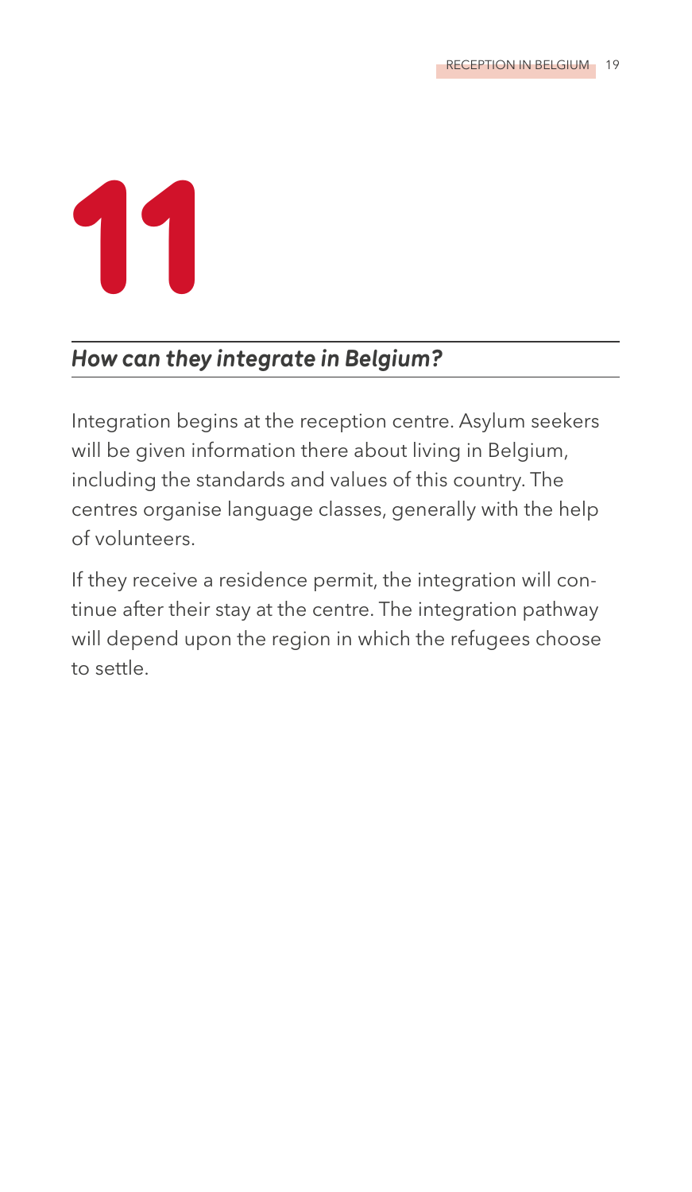# 11

## *How can they integrate in Belgium?*

Integration begins at the reception centre. Asylum seekers will be given information there about living in Belgium, including the standards and values of this country. The centres organise language classes, generally with the help of volunteers.

If they receive a residence permit, the integration will continue after their stay at the centre. The integration pathway will depend upon the region in which the refugees choose to settle.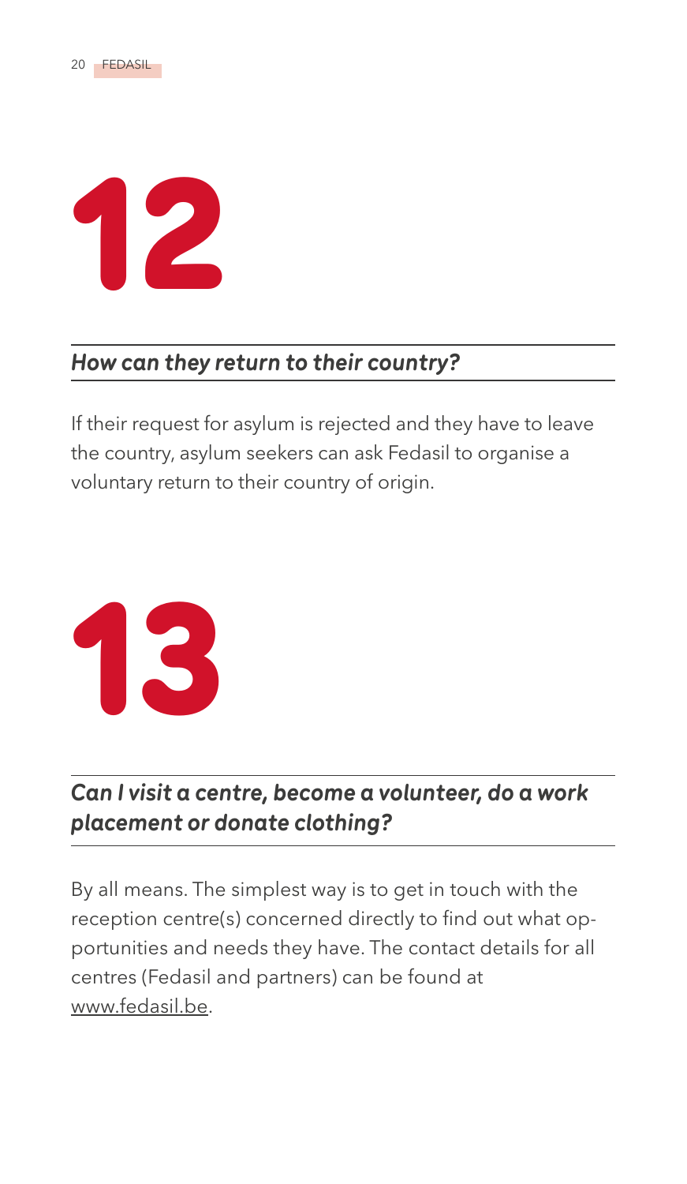# 12

## *How can they return to their country?*

If their request for asylum is rejected and they have to leave the country, asylum seekers can ask Fedasil to organise a voluntary return to their country of origin.

# 13

## *Can I visit a centre, become a volunteer, do a work placement or donate clothing?*

By all means. The simplest way is to get in touch with the reception centre(s) concerned directly to find out what opportunities and needs they have. The contact details for all centres (Fedasil and partners) can be found at www.fedasil.be.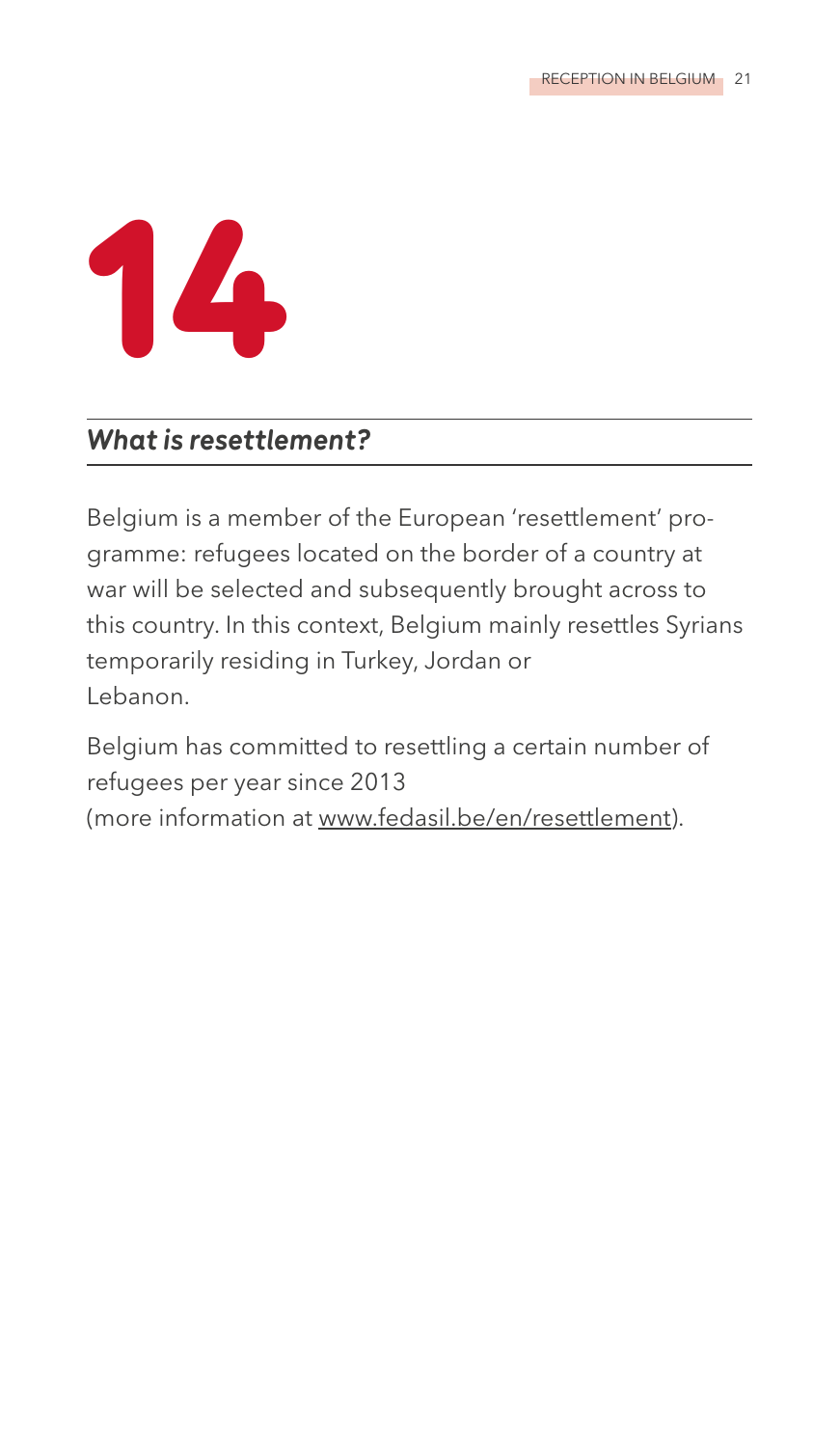# 14

## *What is resettlement?*

Belgium is a member of the European 'resettlement' programme: refugees located on the border of a country at war will be selected and subsequently brought across to this country. In this context, Belgium mainly resettles Syrians temporarily residing in Turkey, Jordan or Lebanon.

Belgium has committed to resettling a certain number of refugees per year since 2013 (more information at www.fedasil.be/en/resettlement).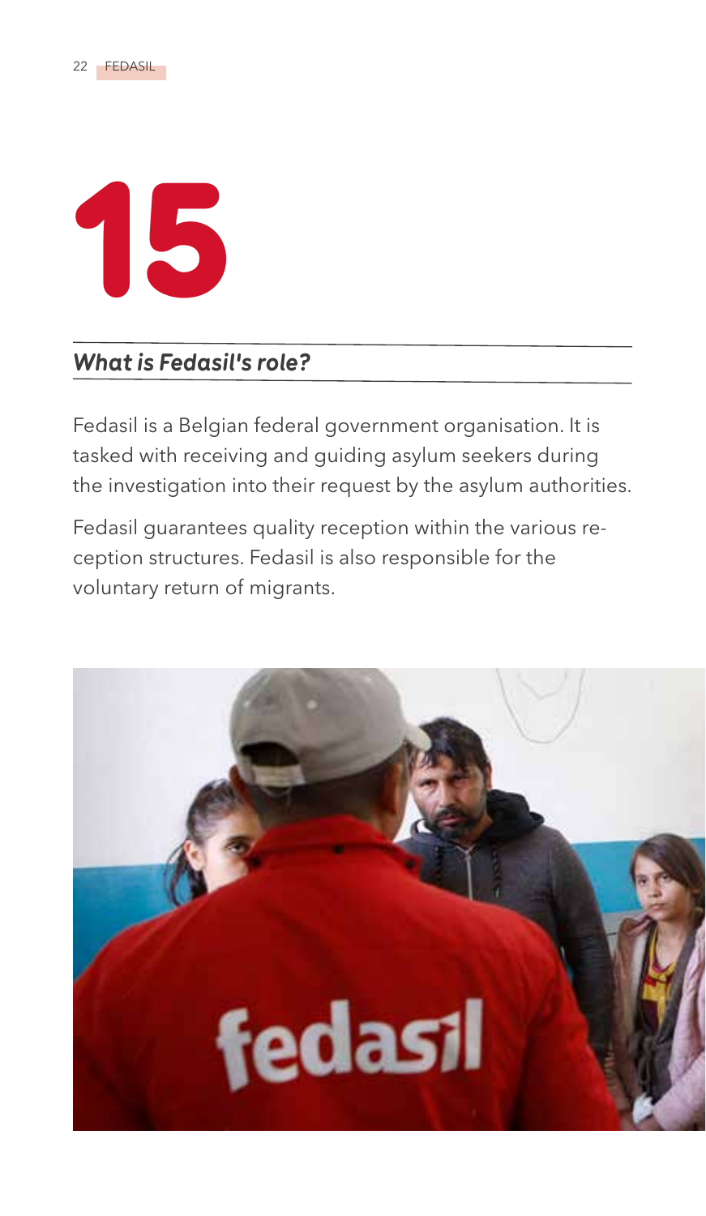# 15

## *What is Fedasil's role?*

Fedasil is a Belgian federal government organisation. It is tasked with receiving and guiding asylum seekers during the investigation into their request by the asylum authorities.

Fedasil guarantees quality reception within the various reception structures. Fedasil is also responsible for the voluntary return of migrants.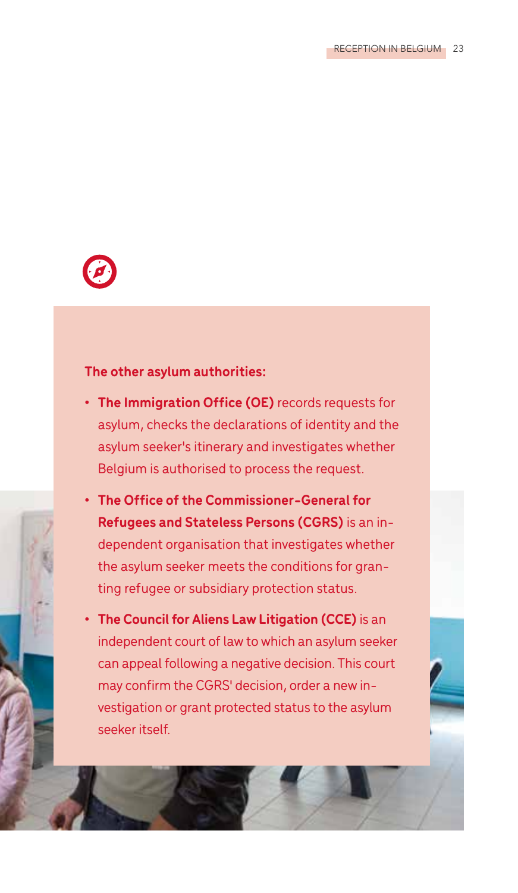**The other asylum authorities:**

- **The Immigration Office (OE)** records requests for asylum, checks the declarations of identity and the asylum seeker's itinerary and investigates whether Belgium is authorised to process the request.
- **The Office of the Commissioner-General for Refugees and Stateless Persons (CGRS)** is an independent organisation that investigates whether the asylum seeker meets the conditions for granting refugee or subsidiary protection status.
- **The Council for Aliens Law Litigation (CCE)** is an independent court of law to which an asylum seeker can appeal following a negative decision. This court may confirm the CGRS' decision, order a new investigation or grant protected status to the asylum seeker itself.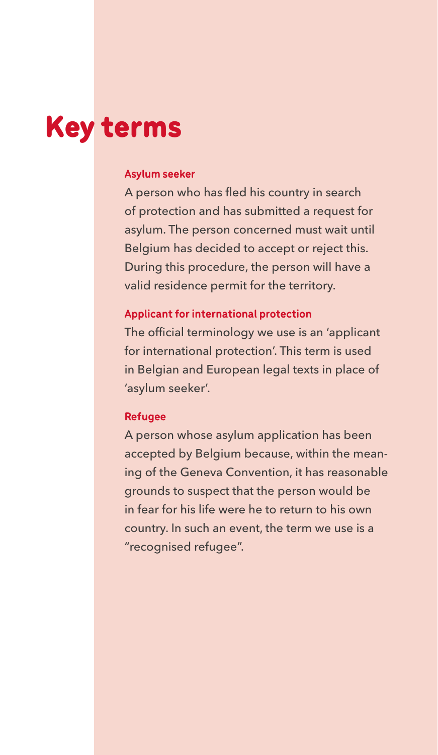# Key terms

### Asylum seeker

A person who has fled his country in search of protection and has submitted a request for asylum. The person concerned must wait until Belgium has decided to accept or reject this. During this procedure, the person will have a valid residence permit for the territory.

### Applicant for international protection

The official terminology we use is an 'applicant for international protection'. This term is used in Belgian and European legal texts in place of 'asylum seeker'.

### Refugee

A person whose asylum application has been accepted by Belgium because, within the meaning of the Geneva Convention, it has reasonable grounds to suspect that the person would be in fear for his life were he to return to his own country. In such an event, the term we use is a "recognised refugee".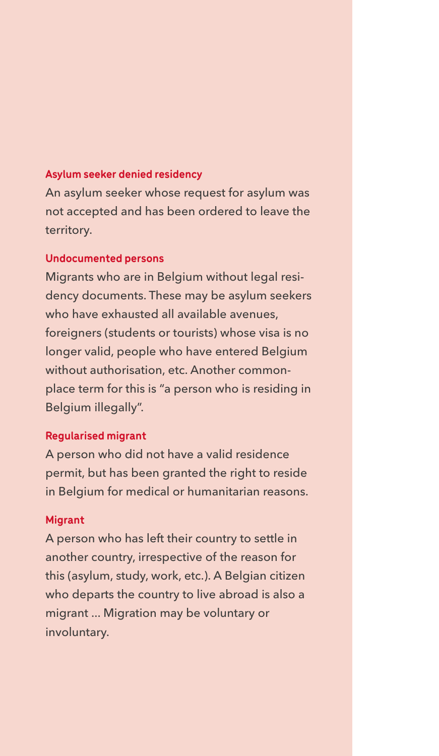#### Asylum seeker denied residency

An asylum seeker whose request for asylum was not accepted and has been ordered to leave the territory.

#### Undocumented persons

Migrants who are in Belgium without legal residency documents. These may be asylum seekers who have exhausted all available avenues, foreigners (students or tourists) whose visa is no longer valid, people who have entered Belgium without authorisation, etc. Another commonplace term for this is "a person who is residing in Belgium illegally".

#### Regularised migrant

A person who did not have a valid residence permit, but has been granted the right to reside in Belgium for medical or humanitarian reasons.

#### Migrant

A person who has left their country to settle in another country, irrespective of the reason for this (asylum, study, work, etc.). A Belgian citizen who departs the country to live abroad is also a migrant ... Migration may be voluntary or involuntary.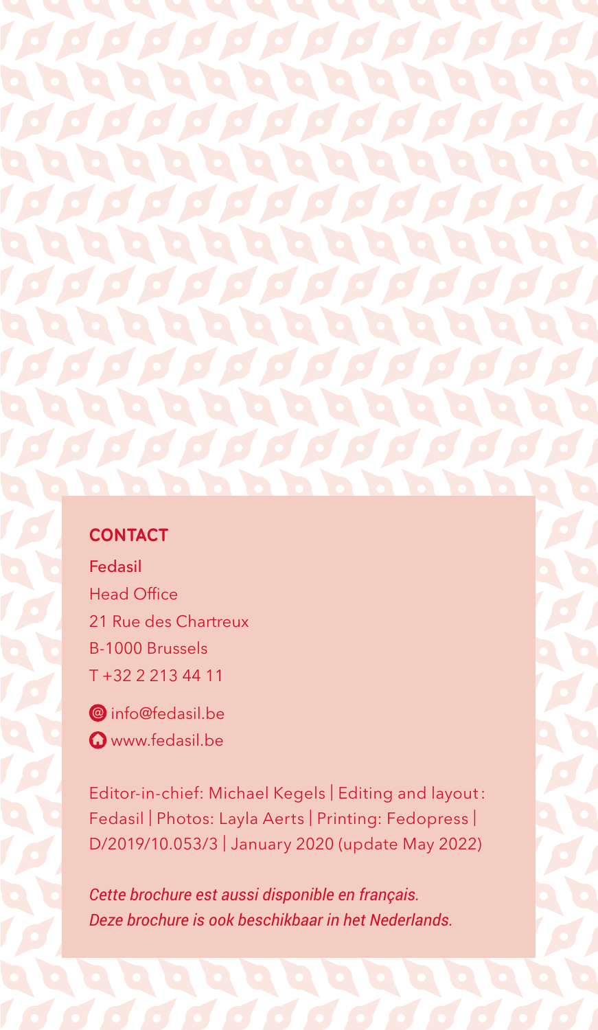## CONTACT

**Fedasil**
Head Office
21 Rue des Chartreux
B-1000 Brussels
T +32 2 213 44 11

info@fedasil.be
www.fedasil.be

Editor-in-chief: Michael Kegels | Editing and layout: Fedasil | Photos: Layla Aerts | Printing: Fedopress | D/2019/10.053/3 | January 2020 (update May 2022)

*Cette brochure est aussi disponible en français.*
*Deze brochure is ook beschikbaar in het Nederlands.*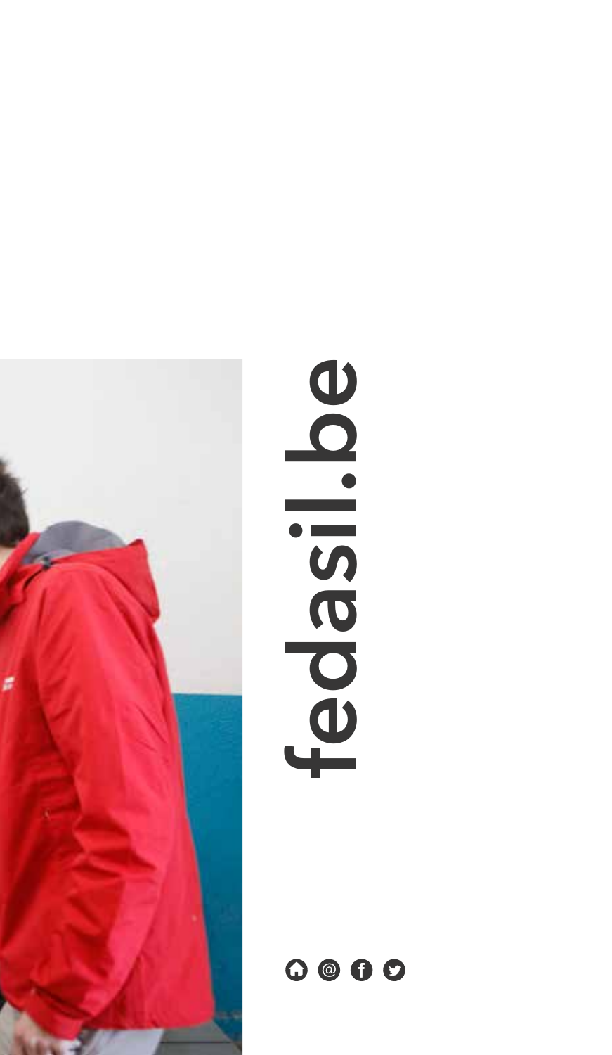fedasil.be